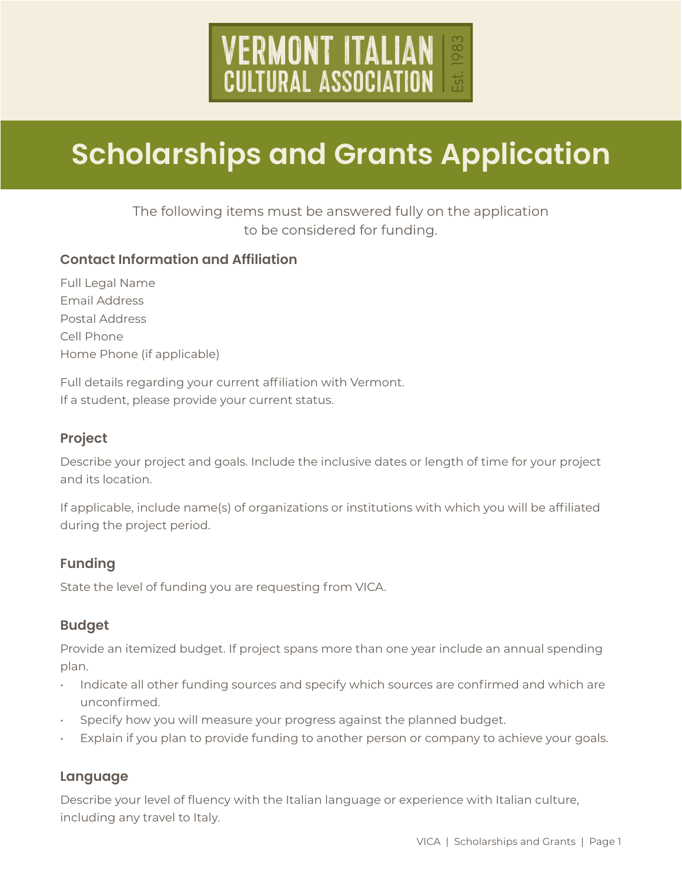# VERMONT ITALIAN CULTURAL ASSOCIATION Est. 1983

# Scholarships and Grants Application

The following items must be answered fully on the application to be considered for funding.

### Contact Information and Affiliation

Full Legal Name
Email Address
Postal Address
Cell Phone
Home Phone (if applicable)

Full details regarding your current affiliation with Vermont.
If a student, please provide your current status.

### Project

Describe your project and goals. Include the inclusive dates or length of time for your project and its location.

If applicable, include name(s) of organizations or institutions with which you will be affiliated during the project period.

### Funding

State the level of funding you are requesting from VICA.

### Budget

Provide an itemized budget. If project spans more than one year include an annual spending plan.

- Indicate all other funding sources and specify which sources are confirmed and which are unconfirmed.
- Specify how you will measure your progress against the planned budget.
- Explain if you plan to provide funding to another person or company to achieve your goals.

### Language

Describe your level of fluency with the Italian language or experience with Italian culture, including any travel to Italy.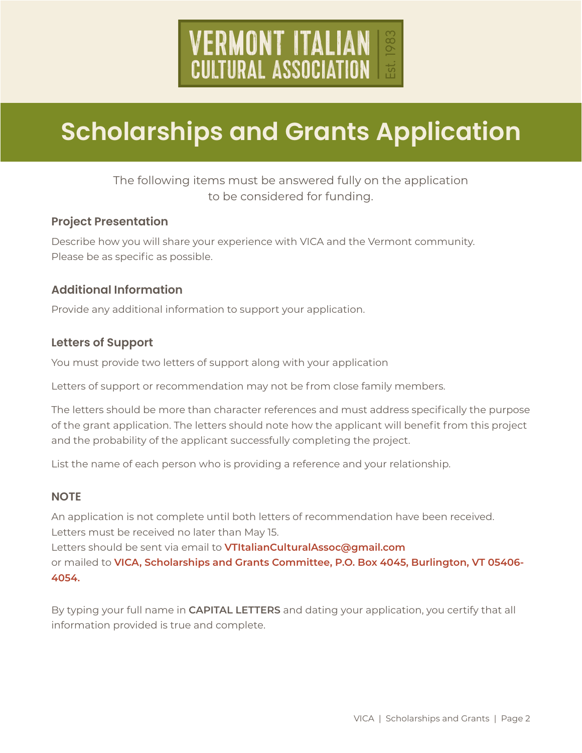VERMONT ITALIAN CULTURAL ASSOCIATION Est. 1983

# Scholarships and Grants Application

The following items must be answered fully on the application to be considered for funding.

### Project Presentation

Describe how you will share your experience with VICA and the Vermont community. Please be as specific as possible.

### Additional Information

Provide any additional information to support your application.

### Letters of Support

You must provide two letters of support along with your application

Letters of support or recommendation may not be from close family members.

The letters should be more than character references and must address specifically the purpose of the grant application. The letters should note how the applicant will benefit from this project and the probability of the applicant successfully completing the project.

List the name of each person who is providing a reference and your relationship.

### NOTE

An application is not complete until both letters of recommendation have been received.
Letters must be received no later than May 15.
Letters should be sent via email to **VTItalianCulturalAssoc@gmail.com**
or mailed to **VICA, Scholarships and Grants Committee, P.O. Box 4045, Burlington, VT 05406-4054.**

By typing your full name in **CAPITAL LETTERS** and dating your application, you certify that all information provided is true and complete.